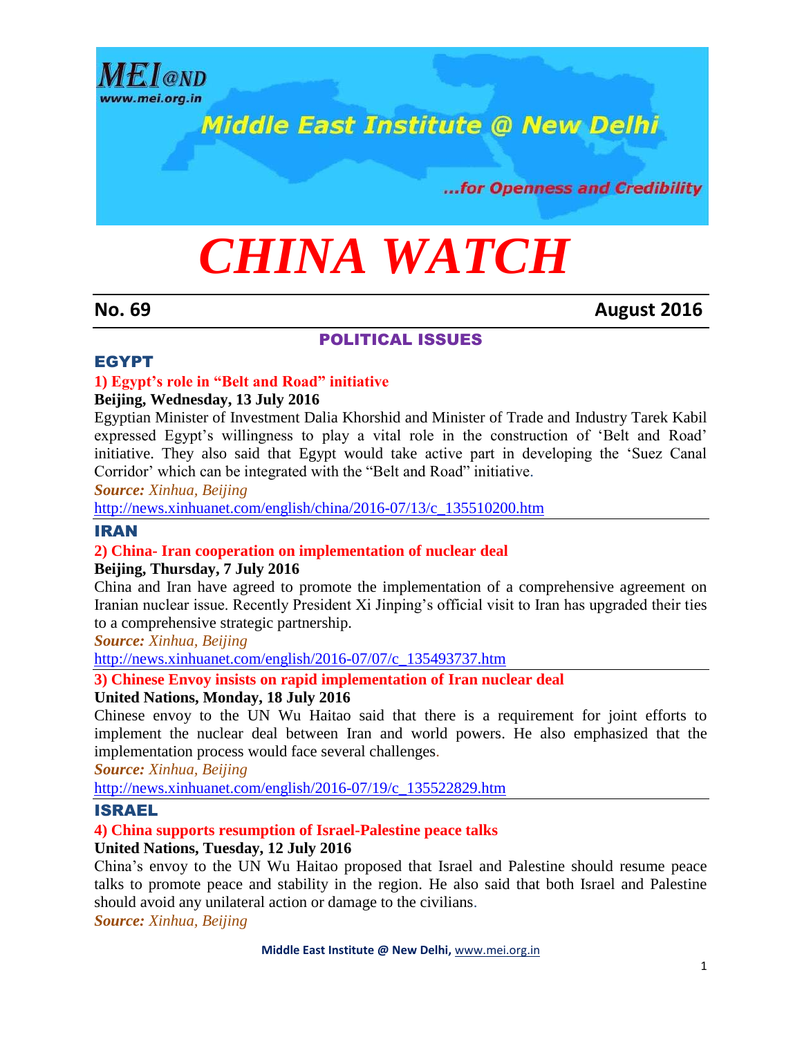MEI@ND
www.mei.org.in

Middle East Institute @ New Delhi

...for Openness and Credibility

# CHINA WATCH

**No. 69** **August 2016**

## POLITICAL ISSUES

### EGYPT

**1) Egypt's role in "Belt and Road" initiative**

**Beijing, Wednesday, 13 July 2016**

Egyptian Minister of Investment Dalia Khorshid and Minister of Trade and Industry Tarek Kabil expressed Egypt's willingness to play a vital role in the construction of 'Belt and Road' initiative. They also said that Egypt would take active part in developing the 'Suez Canal Corridor' which can be integrated with the "Belt and Road" initiative.

***Source:*** *Xinhua, Beijing*

http://news.xinhuanet.com/english/china/2016-07/13/c_135510200.htm

### IRAN

**2) China- Iran cooperation on implementation of nuclear deal**

**Beijing, Thursday, 7 July 2016**

China and Iran have agreed to promote the implementation of a comprehensive agreement on Iranian nuclear issue. Recently President Xi Jinping's official visit to Iran has upgraded their ties to a comprehensive strategic partnership.

***Source:*** *Xinhua, Beijing*

http://news.xinhuanet.com/english/2016-07/07/c_135493737.htm

**3) Chinese Envoy insists on rapid implementation of Iran nuclear deal**

**United Nations, Monday, 18 July 2016**

Chinese envoy to the UN Wu Haitao said that there is a requirement for joint efforts to implement the nuclear deal between Iran and world powers. He also emphasized that the implementation process would face several challenges.

***Source:*** *Xinhua, Beijing*

http://news.xinhuanet.com/english/2016-07/19/c_135522829.htm

### ISRAEL

**4) China supports resumption of Israel-Palestine peace talks**

**United Nations, Tuesday, 12 July 2016**

China's envoy to the UN Wu Haitao proposed that Israel and Palestine should resume peace talks to promote peace and stability in the region. He also said that both Israel and Palestine should avoid any unilateral action or damage to the civilians.

***Source:*** *Xinhua, Beijing*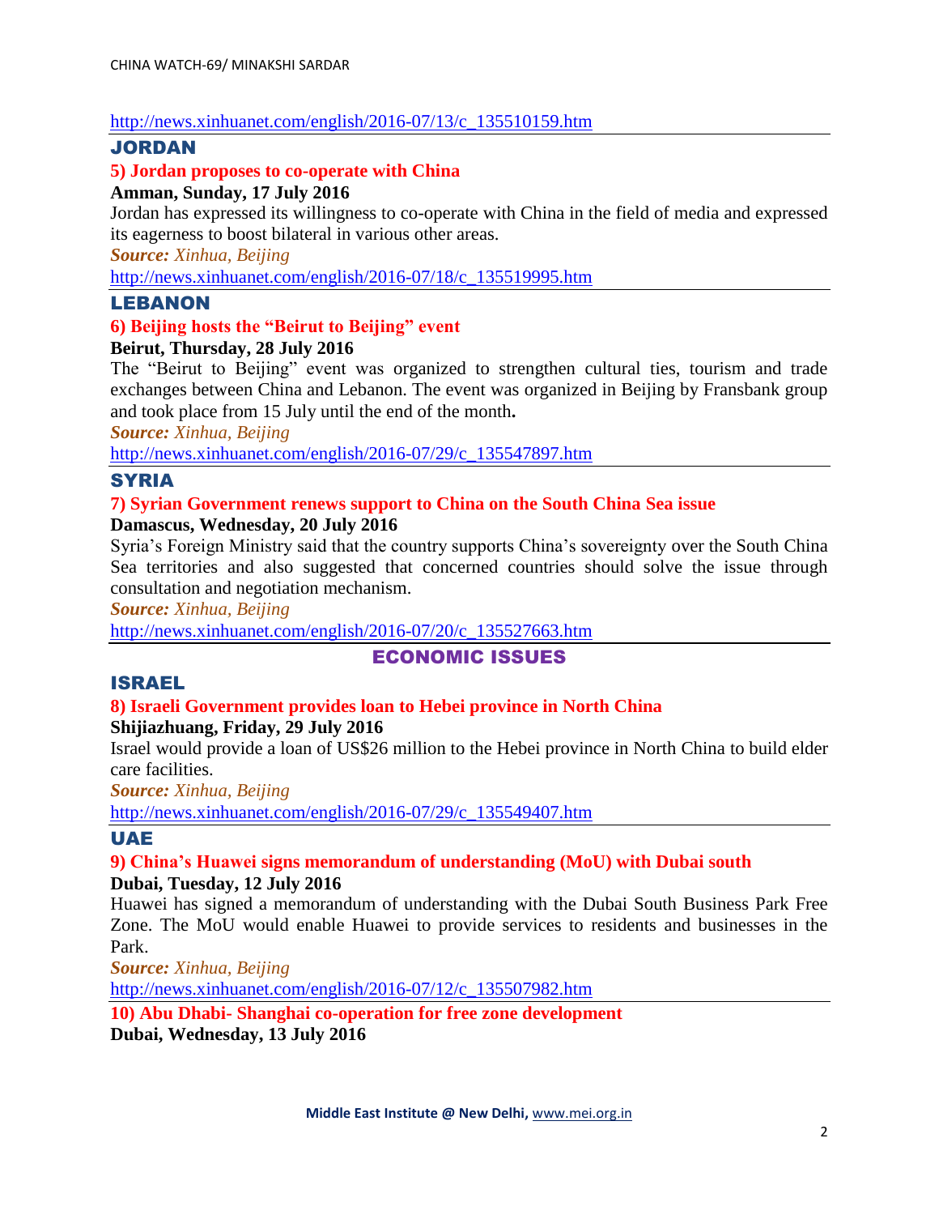http://news.xinhuanet.com/english/2016-07/13/c_135510159.htm

## JORDAN

### 5) Jordan proposes to co-operate with China

**Amman, Sunday, 17 July 2016**

Jordan has expressed its willingness to co-operate with China in the field of media and expressed its eagerness to boost bilateral in various other areas.

***Source:*** *Xinhua, Beijing*

http://news.xinhuanet.com/english/2016-07/18/c_135519995.htm

## LEBANON

### 6) Beijing hosts the "Beirut to Beijing" event

**Beirut, Thursday, 28 July 2016**

The "Beirut to Beijing" event was organized to strengthen cultural ties, tourism and trade exchanges between China and Lebanon. The event was organized in Beijing by Fransbank group and took place from 15 July until the end of the month**.**

***Source:*** *Xinhua, Beijing*

http://news.xinhuanet.com/english/2016-07/29/c_135547897.htm

## SYRIA

### 7) Syrian Government renews support to China on the South China Sea issue

**Damascus, Wednesday, 20 July 2016**

Syria's Foreign Ministry said that the country supports China's sovereignty over the South China Sea territories and also suggested that concerned countries should solve the issue through consultation and negotiation mechanism.

***Source:*** *Xinhua, Beijing*

http://news.xinhuanet.com/english/2016-07/20/c_135527663.htm

# ECONOMIC ISSUES

## ISRAEL

### 8) Israeli Government provides loan to Hebei province in North China

**Shijiazhuang, Friday, 29 July 2016**

Israel would provide a loan of US$26 million to the Hebei province in North China to build elder care facilities.

***Source:*** *Xinhua, Beijing*

http://news.xinhuanet.com/english/2016-07/29/c_135549407.htm

## UAE

### 9) China's Huawei signs memorandum of understanding (MoU) with Dubai south

**Dubai, Tuesday, 12 July 2016**

Huawei has signed a memorandum of understanding with the Dubai South Business Park Free Zone. The MoU would enable Huawei to provide services to residents and businesses in the Park.

***Source:*** *Xinhua, Beijing*

http://news.xinhuanet.com/english/2016-07/12/c_135507982.htm

### 10) Abu Dhabi- Shanghai co-operation for free zone development

**Dubai, Wednesday, 13 July 2016**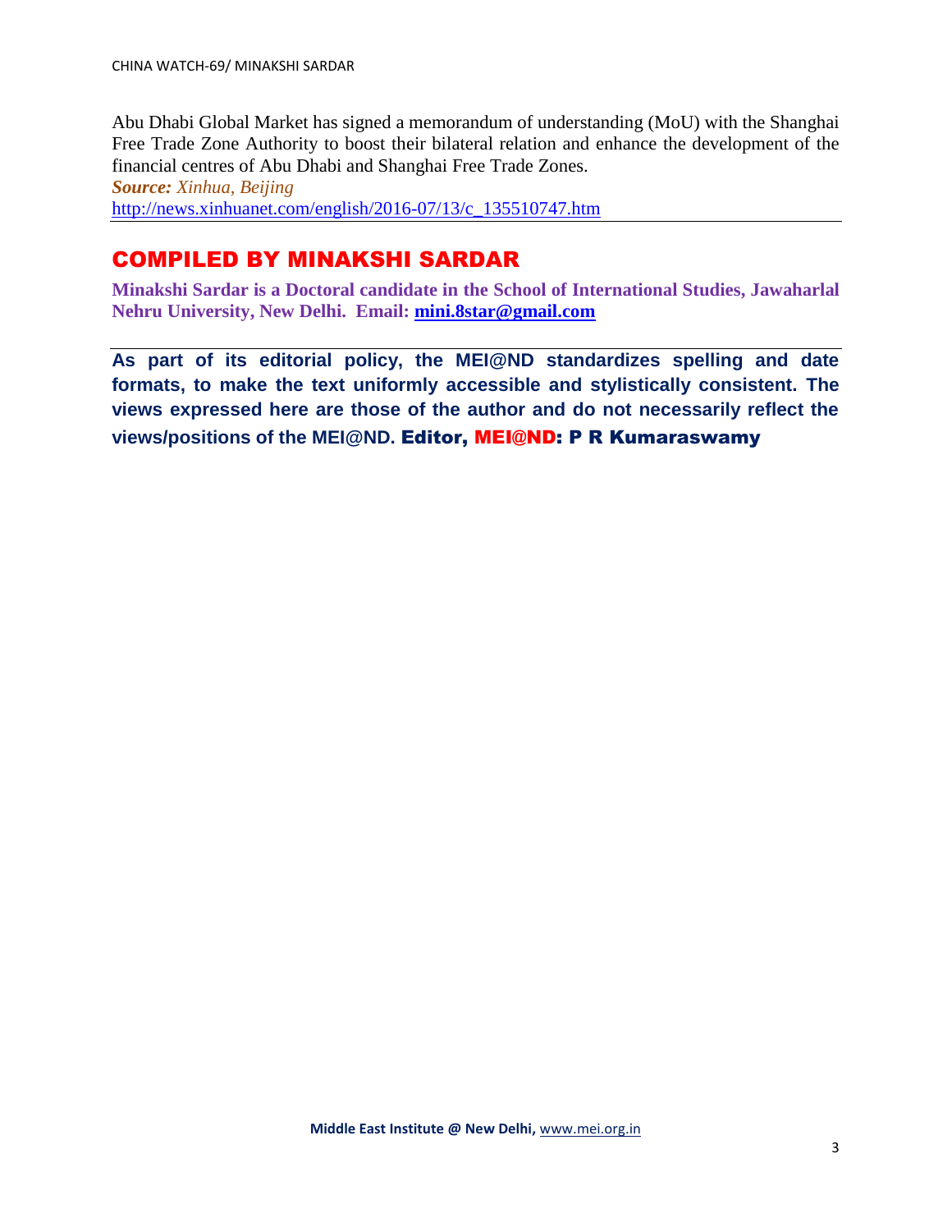Abu Dhabi Global Market has signed a memorandum of understanding (MoU) with the Shanghai Free Trade Zone Authority to boost their bilateral relation and enhance the development of the financial centres of Abu Dhabi and Shanghai Free Trade Zones.

***Source:*** *Xinhua, Beijing*

http://news.xinhuanet.com/english/2016-07/13/c_135510747.htm

## COMPILED BY MINAKSHI SARDAR

**Minakshi Sardar is a Doctoral candidate in the School of International Studies, Jawaharlal Nehru University, New Delhi. Email: mini.8star@gmail.com**

**As part of its editorial policy, the MEI@ND standardizes spelling and date formats, to make the text uniformly accessible and stylistically consistent. The views expressed here are those of the author and do not necessarily reflect the views/positions of the MEI@ND. Editor, MEI@ND: P R Kumaraswamy**